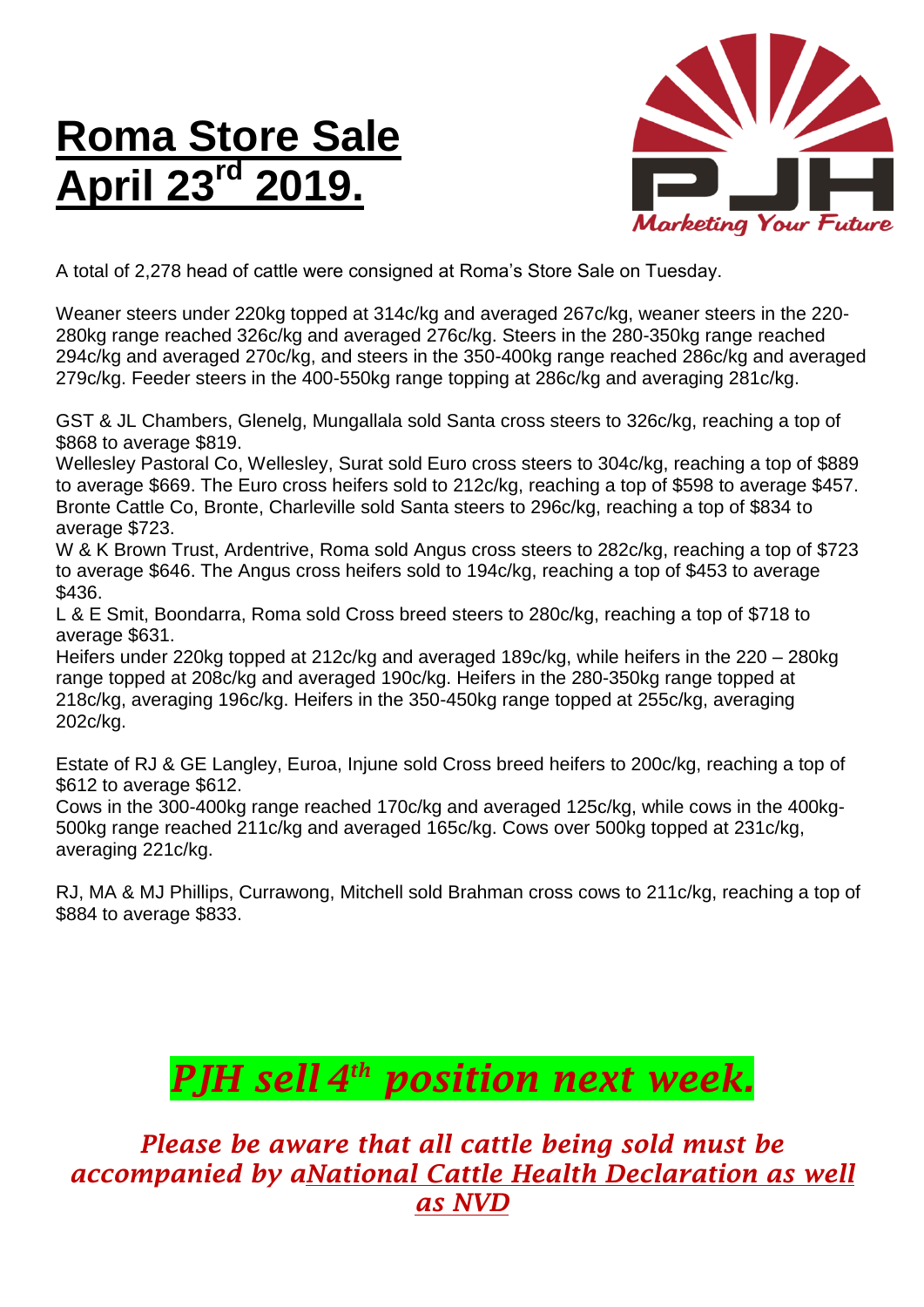# Roma Store Sale April 23rd 2019.

PJH

*Marketing Your Future*

A total of 2,278 head of cattle were consigned at Roma's Store Sale on Tuesday.

Weaner steers under 220kg topped at 314c/kg and averaged 267c/kg, weaner steers in the 220-280kg range reached 326c/kg and averaged 276c/kg. Steers in the 280-350kg range reached 294c/kg and averaged 270c/kg, and steers in the 350-400kg range reached 286c/kg and averaged 279c/kg. Feeder steers in the 400-550kg range topping at 286c/kg and averaging 281c/kg.

GST & JL Chambers, Glenelg, Mungallala sold Santa cross steers to 326c/kg, reaching a top of $868 to average $819.
Wellesley Pastoral Co, Wellesley, Surat sold Euro cross steers to 304c/kg, reaching a top of $889 to average $669. The Euro cross heifers sold to 212c/kg, reaching a top of $598 to average $457.
Bronte Cattle Co, Bronte, Charleville sold Santa steers to 296c/kg, reaching a top of $834 to average $723.
W & K Brown Trust, Ardentrive, Roma sold Angus cross steers to 282c/kg, reaching a top of $723 to average $646. The Angus cross heifers sold to 194c/kg, reaching a top of $453 to average $436.
L & E Smit, Boondarra, Roma sold Cross breed steers to 280c/kg, reaching a top of $718 to average $631.
Heifers under 220kg topped at 212c/kg and averaged 189c/kg, while heifers in the 220 – 280kg range topped at 208c/kg and averaged 190c/kg. Heifers in the 280-350kg range topped at 218c/kg, averaging 196c/kg. Heifers in the 350-450kg range topped at 255c/kg, averaging 202c/kg.

Estate of RJ & GE Langley, Euroa, Injune sold Cross breed heifers to 200c/kg, reaching a top of $612 to average $612.
Cows in the 300-400kg range reached 170c/kg and averaged 125c/kg, while cows in the 400kg-500kg range reached 211c/kg and averaged 165c/kg. Cows over 500kg topped at 231c/kg, averaging 221c/kg.

RJ, MA & MJ Phillips, Currawong, Mitchell sold Brahman cross cows to 211c/kg, reaching a top of $884 to average $833.

***PJH sell 4th position next week.***

***Please be aware that all cattle being sold must be accompanied by aNational Cattle Health Declaration as well as NVD***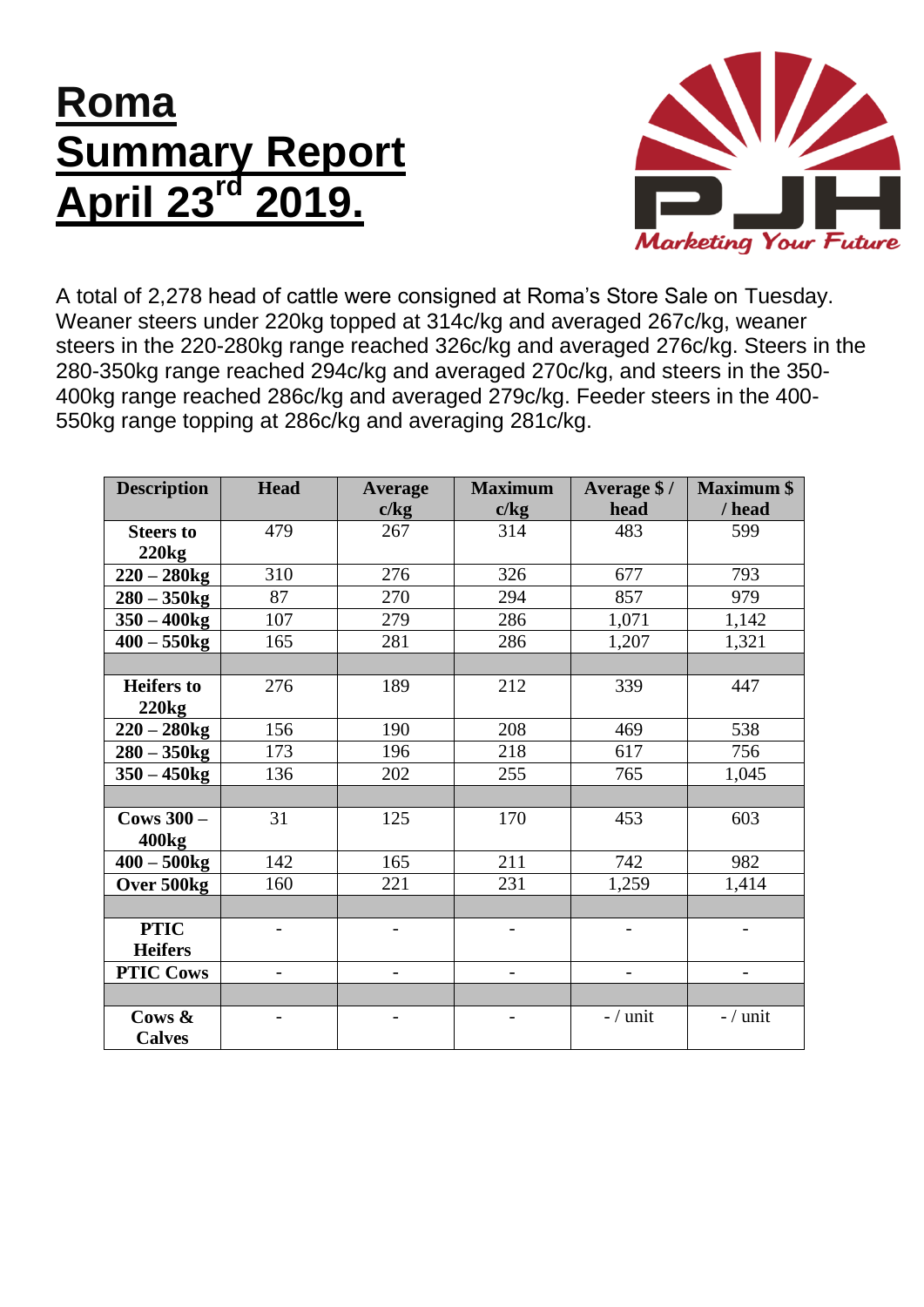# Roma Summary Report April 23rd 2019.

PJH Marketing Your Future

A total of 2,278 head of cattle were consigned at Roma's Store Sale on Tuesday. Weaner steers under 220kg topped at 314c/kg and averaged 267c/kg, weaner steers in the 220-280kg range reached 326c/kg and averaged 276c/kg. Steers in the 280-350kg range reached 294c/kg and averaged 270c/kg, and steers in the 350-400kg range reached 286c/kg and averaged 279c/kg. Feeder steers in the 400-550kg range topping at 286c/kg and averaging 281c/kg.

| Description | Head | Average c/kg | Maximum c/kg | Average $ / head | Maximum $ / head |
|---|---|---|---|---|---|
| **Steers to 220kg** | 479 | 267 | 314 | 483 | 599 |
| **220 – 280kg** | 310 | 276 | 326 | 677 | 793 |
| **280 – 350kg** | 87 | 270 | 294 | 857 | 979 |
| **350 – 400kg** | 107 | 279 | 286 | 1,071 | 1,142 |
| **400 – 550kg** | 165 | 281 | 286 | 1,207 | 1,321 |
| | | | | | |
| **Heifers to 220kg** | 276 | 189 | 212 | 339 | 447 |
| **220 – 280kg** | 156 | 190 | 208 | 469 | 538 |
| **280 – 350kg** | 173 | 196 | 218 | 617 | 756 |
| **350 – 450kg** | 136 | 202 | 255 | 765 | 1,045 |
| | | | | | |
| **Cows 300 – 400kg** | 31 | 125 | 170 | 453 | 603 |
| **400 – 500kg** | 142 | 165 | 211 | 742 | 982 |
| **Over 500kg** | 160 | 221 | 231 | 1,259 | 1,414 |
| | | | | | |
| **PTIC Heifers** | - | - | - | - | - |
| **PTIC Cows** | - | - | - | - | - |
| | | | | | |
| **Cows & Calves** | - | - | - | - / unit | - / unit |